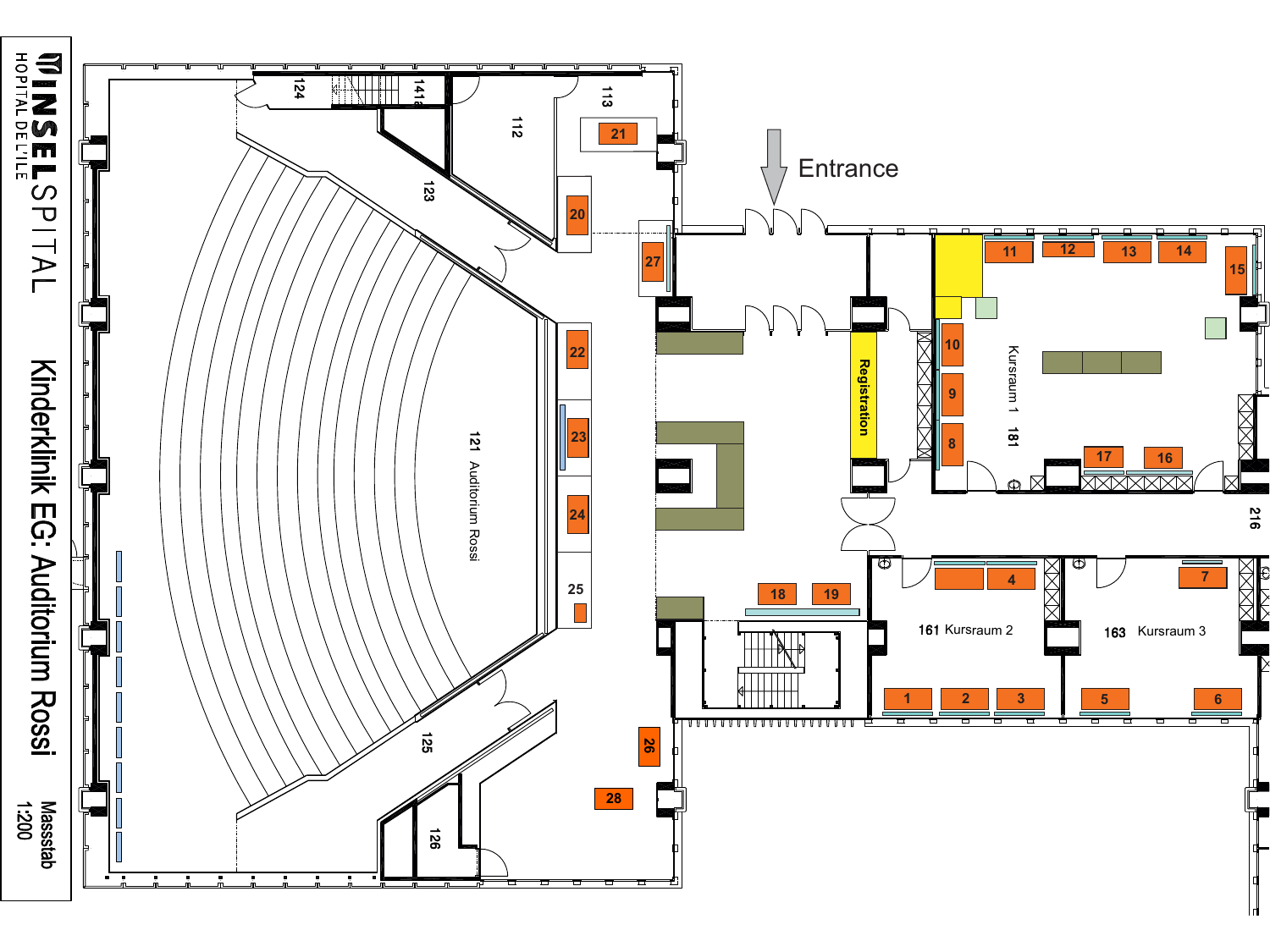# INSELSPITAL

HOPITAL DE L'ILE

## Kinderklinik EG: Auditorium Rossi

Massstab 1:200

Entrance

Registration

121 Auditorium Rossi

161 Kursraum 2

163 Kursraum 3

Kursraum 1 181

112, 113, 123, 124, 125, 126, 141a, 216

1, 2, 3, 4, 5, 6, 7, 8, 9, 10, 11, 12, 13, 14, 15, 16, 17, 18, 19, 20, 21, 22, 23, 24, 25, 26, 27, 28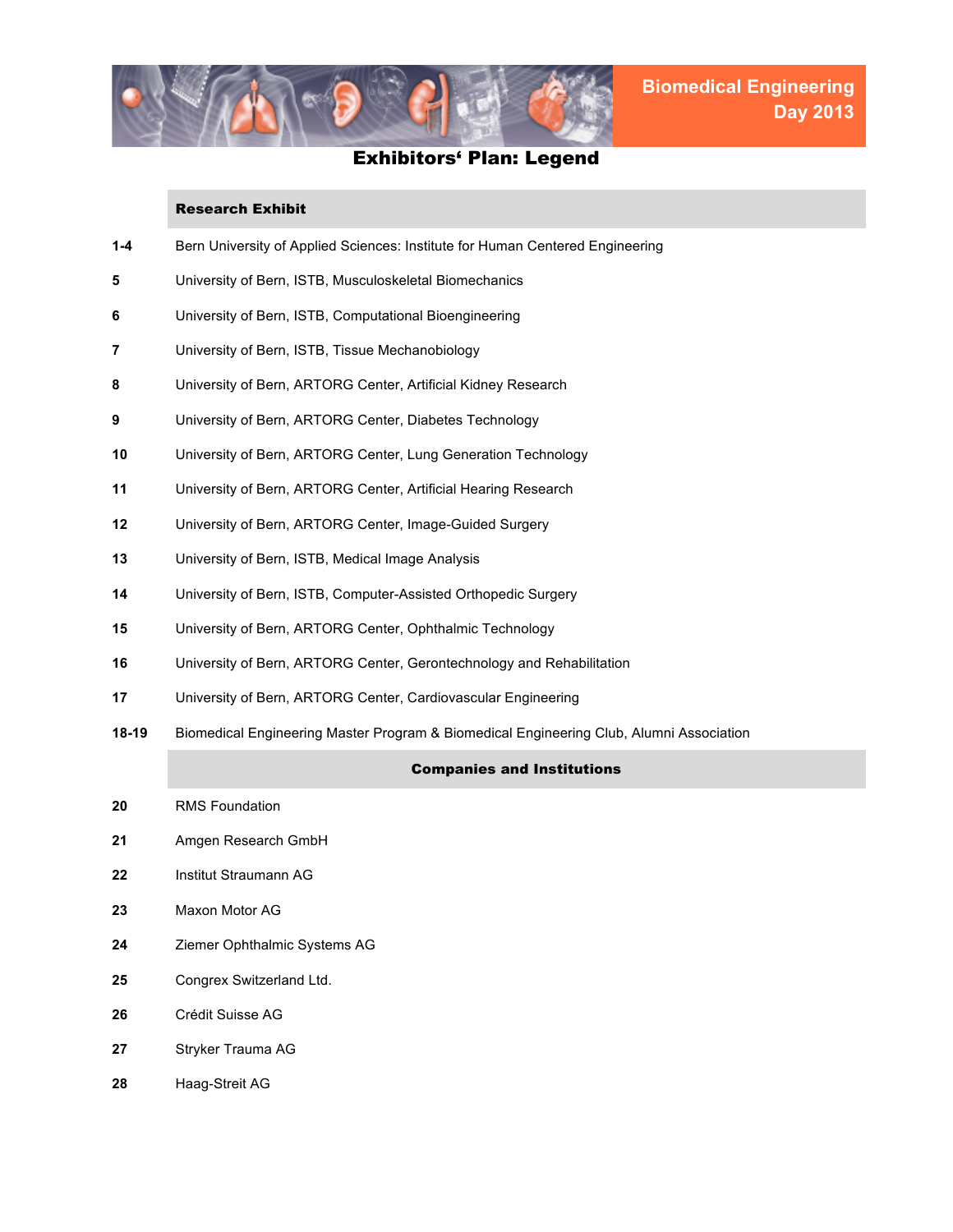Biomedical Engineering Day 2013

# Exhibitors' Plan: Legend

| | |
|---|---|
| | **Research Exhibit** |
| **1-4** | Bern University of Applied Sciences: Institute for Human Centered Engineering |
| **5** | University of Bern, ISTB, Musculoskeletal Biomechanics |
| **6** | University of Bern, ISTB, Computational Bioengineering |
| **7** | University of Bern, ISTB, Tissue Mechanobiology |
| **8** | University of Bern, ARTORG Center, Artificial Kidney Research |
| **9** | University of Bern, ARTORG Center, Diabetes Technology |
| **10** | University of Bern, ARTORG Center, Lung Generation Technology |
| **11** | University of Bern, ARTORG Center, Artificial Hearing Research |
| **12** | University of Bern, ARTORG Center, Image-Guided Surgery |
| **13** | University of Bern, ISTB, Medical Image Analysis |
| **14** | University of Bern, ISTB, Computer-Assisted Orthopedic Surgery |
| **15** | University of Bern, ARTORG Center, Ophthalmic Technology |
| **16** | University of Bern, ARTORG Center, Gerontechnology and Rehabilitation |
| **17** | University of Bern, ARTORG Center, Cardiovascular Engineering |
| **18-19** | Biomedical Engineering Master Program & Biomedical Engineering Club, Alumni Association |
| | **Companies and Institutions** |
| **20** | RMS Foundation |
| **21** | Amgen Research GmbH |
| **22** | Institut Straumann AG |
| **23** | Maxon Motor AG |
| **24** | Ziemer Ophthalmic Systems AG |
| **25** | Congrex Switzerland Ltd. |
| **26** | Crédit Suisse AG |
| **27** | Stryker Trauma AG |
| **28** | Haag-Streit AG |